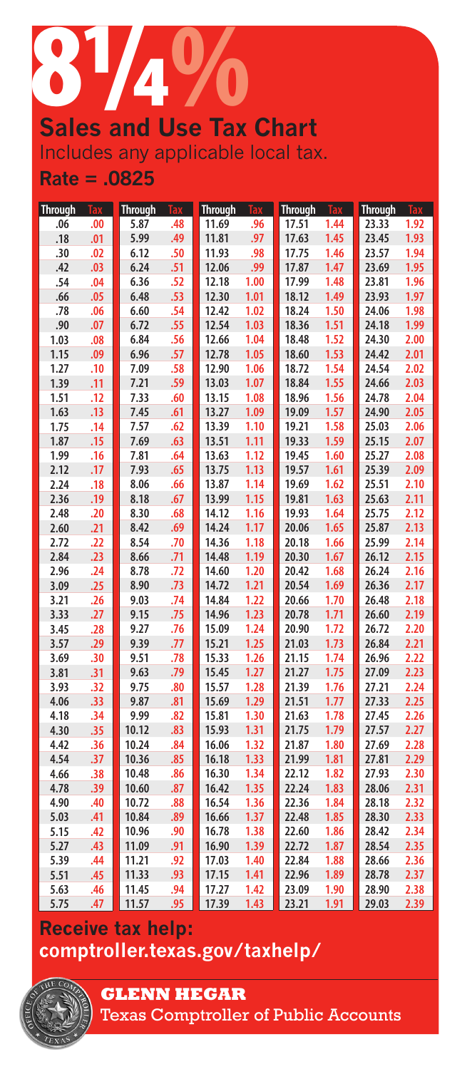# 8¼%

## Sales and Use Tax Chart

Includes any applicable local tax.

**Rate = .0825**

| Through | Tax | Through | Tax | Through | Tax | Through | Tax | Through | Tax |
|---|---|---|---|---|---|---|---|---|---|
| .06 | .00 | 5.87 | .48 | 11.69 | .96 | 17.51 | 1.44 | 23.33 | 1.92 |
| .18 | .01 | 5.99 | .49 | 11.81 | .97 | 17.63 | 1.45 | 23.45 | 1.93 |
| .30 | .02 | 6.12 | .50 | 11.93 | .98 | 17.75 | 1.46 | 23.57 | 1.94 |
| .42 | .03 | 6.24 | .51 | 12.06 | .99 | 17.87 | 1.47 | 23.69 | 1.95 |
| .54 | .04 | 6.36 | .52 | 12.18 | 1.00 | 17.99 | 1.48 | 23.81 | 1.96 |
| .66 | .05 | 6.48 | .53 | 12.30 | 1.01 | 18.12 | 1.49 | 23.93 | 1.97 |
| .78 | .06 | 6.60 | .54 | 12.42 | 1.02 | 18.24 | 1.50 | 24.06 | 1.98 |
| .90 | .07 | 6.72 | .55 | 12.54 | 1.03 | 18.36 | 1.51 | 24.18 | 1.99 |
| 1.03 | .08 | 6.84 | .56 | 12.66 | 1.04 | 18.48 | 1.52 | 24.30 | 2.00 |
| 1.15 | .09 | 6.96 | .57 | 12.78 | 1.05 | 18.60 | 1.53 | 24.42 | 2.01 |
| 1.27 | .10 | 7.09 | .58 | 12.90 | 1.06 | 18.72 | 1.54 | 24.54 | 2.02 |
| 1.39 | .11 | 7.21 | .59 | 13.03 | 1.07 | 18.84 | 1.55 | 24.66 | 2.03 |
| 1.51 | .12 | 7.33 | .60 | 13.15 | 1.08 | 18.96 | 1.56 | 24.78 | 2.04 |
| 1.63 | .13 | 7.45 | .61 | 13.27 | 1.09 | 19.09 | 1.57 | 24.90 | 2.05 |
| 1.75 | .14 | 7.57 | .62 | 13.39 | 1.10 | 19.21 | 1.58 | 25.03 | 2.06 |
| 1.87 | .15 | 7.69 | .63 | 13.51 | 1.11 | 19.33 | 1.59 | 25.15 | 2.07 |
| 1.99 | .16 | 7.81 | .64 | 13.63 | 1.12 | 19.45 | 1.60 | 25.27 | 2.08 |
| 2.12 | .17 | 7.93 | .65 | 13.75 | 1.13 | 19.57 | 1.61 | 25.39 | 2.09 |
| 2.24 | .18 | 8.06 | .66 | 13.87 | 1.14 | 19.69 | 1.62 | 25.51 | 2.10 |
| 2.36 | .19 | 8.18 | .67 | 13.99 | 1.15 | 19.81 | 1.63 | 25.63 | 2.11 |
| 2.48 | .20 | 8.30 | .68 | 14.12 | 1.16 | 19.93 | 1.64 | 25.75 | 2.12 |
| 2.60 | .21 | 8.42 | .69 | 14.24 | 1.17 | 20.06 | 1.65 | 25.87 | 2.13 |
| 2.72 | .22 | 8.54 | .70 | 14.36 | 1.18 | 20.18 | 1.66 | 25.99 | 2.14 |
| 2.84 | .23 | 8.66 | .71 | 14.48 | 1.19 | 20.30 | 1.67 | 26.12 | 2.15 |
| 2.96 | .24 | 8.78 | .72 | 14.60 | 1.20 | 20.42 | 1.68 | 26.24 | 2.16 |
| 3.09 | .25 | 8.90 | .73 | 14.72 | 1.21 | 20.54 | 1.69 | 26.36 | 2.17 |
| 3.21 | .26 | 9.03 | .74 | 14.84 | 1.22 | 20.66 | 1.70 | 26.48 | 2.18 |
| 3.33 | .27 | 9.15 | .75 | 14.96 | 1.23 | 20.78 | 1.71 | 26.60 | 2.19 |
| 3.45 | .28 | 9.27 | .76 | 15.09 | 1.24 | 20.90 | 1.72 | 26.72 | 2.20 |
| 3.57 | .29 | 9.39 | .77 | 15.21 | 1.25 | 21.03 | 1.73 | 26.84 | 2.21 |
| 3.69 | .30 | 9.51 | .78 | 15.33 | 1.26 | 21.15 | 1.74 | 26.96 | 2.22 |
| 3.81 | .31 | 9.63 | .79 | 15.45 | 1.27 | 21.27 | 1.75 | 27.09 | 2.23 |
| 3.93 | .32 | 9.75 | .80 | 15.57 | 1.28 | 21.39 | 1.76 | 27.21 | 2.24 |
| 4.06 | .33 | 9.87 | .81 | 15.69 | 1.29 | 21.51 | 1.77 | 27.33 | 2.25 |
| 4.18 | .34 | 9.99 | .82 | 15.81 | 1.30 | 21.63 | 1.78 | 27.45 | 2.26 |
| 4.30 | .35 | 10.12 | .83 | 15.93 | 1.31 | 21.75 | 1.79 | 27.57 | 2.27 |
| 4.42 | .36 | 10.24 | .84 | 16.06 | 1.32 | 21.87 | 1.80 | 27.69 | 2.28 |
| 4.54 | .37 | 10.36 | .85 | 16.18 | 1.33 | 21.99 | 1.81 | 27.81 | 2.29 |
| 4.66 | .38 | 10.48 | .86 | 16.30 | 1.34 | 22.12 | 1.82 | 27.93 | 2.30 |
| 4.78 | .39 | 10.60 | .87 | 16.42 | 1.35 | 22.24 | 1.83 | 28.06 | 2.31 |
| 4.90 | .40 | 10.72 | .88 | 16.54 | 1.36 | 22.36 | 1.84 | 28.18 | 2.32 |
| 5.03 | .41 | 10.84 | .89 | 16.66 | 1.37 | 22.48 | 1.85 | 28.30 | 2.33 |
| 5.15 | .42 | 10.96 | .90 | 16.78 | 1.38 | 22.60 | 1.86 | 28.42 | 2.34 |
| 5.27 | .43 | 11.09 | .91 | 16.90 | 1.39 | 22.72 | 1.87 | 28.54 | 2.35 |
| 5.39 | .44 | 11.21 | .92 | 17.03 | 1.40 | 22.84 | 1.88 | 28.66 | 2.36 |
| 5.51 | .45 | 11.33 | .93 | 17.15 | 1.41 | 22.96 | 1.89 | 28.78 | 2.37 |
| 5.63 | .46 | 11.45 | .94 | 17.27 | 1.42 | 23.09 | 1.90 | 28.90 | 2.38 |
| 5.75 | .47 | 11.57 | .95 | 17.39 | 1.43 | 23.21 | 1.91 | 29.03 | 2.39 |

**Receive tax help:**
**comptroller.texas.gov/taxhelp/**

**GLENN HEGAR**
Texas Comptroller of Public Accounts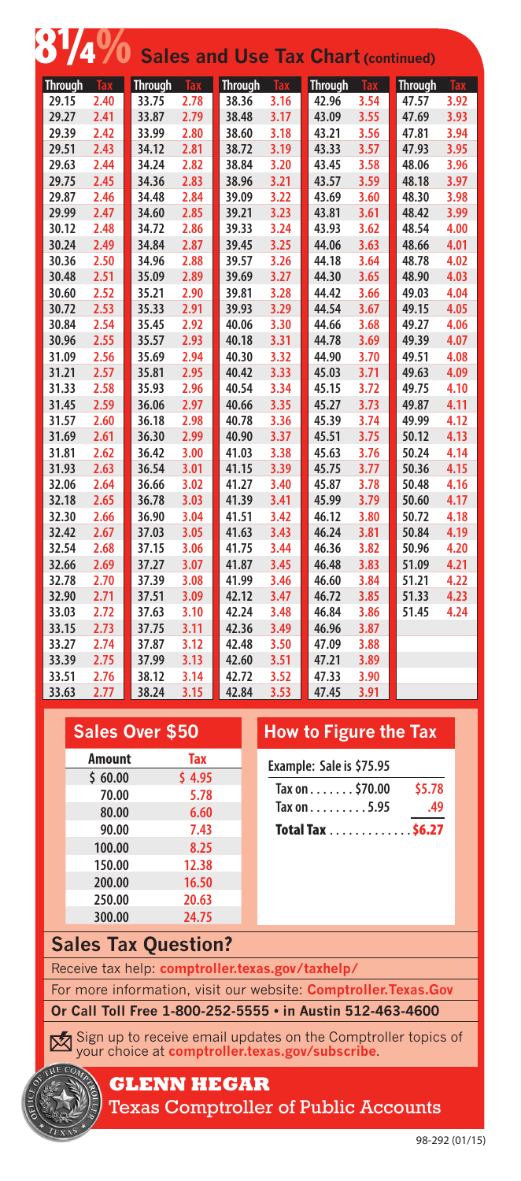# 8¼% Sales and Use Tax Chart (continued)

| Through | Tax | Through | Tax | Through | Tax | Through | Tax | Through | Tax |
|---|---|---|---|---|---|---|---|---|---|
| 29.15 | 2.40 | 33.75 | 2.78 | 38.36 | 3.16 | 42.96 | 3.54 | 47.57 | 3.92 |
| 29.27 | 2.41 | 33.87 | 2.79 | 38.48 | 3.17 | 43.09 | 3.55 | 47.69 | 3.93 |
| 29.39 | 2.42 | 33.99 | 2.80 | 38.60 | 3.18 | 43.21 | 3.56 | 47.81 | 3.94 |
| 29.51 | 2.43 | 34.12 | 2.81 | 38.72 | 3.19 | 43.33 | 3.57 | 47.93 | 3.95 |
| 29.63 | 2.44 | 34.24 | 2.82 | 38.84 | 3.20 | 43.45 | 3.58 | 48.06 | 3.96 |
| 29.75 | 2.45 | 34.36 | 2.83 | 38.96 | 3.21 | 43.57 | 3.59 | 48.18 | 3.97 |
| 29.87 | 2.46 | 34.48 | 2.84 | 39.09 | 3.22 | 43.69 | 3.60 | 48.30 | 3.98 |
| 29.99 | 2.47 | 34.60 | 2.85 | 39.21 | 3.23 | 43.81 | 3.61 | 48.42 | 3.99 |
| 30.12 | 2.48 | 34.72 | 2.86 | 39.33 | 3.24 | 43.93 | 3.62 | 48.54 | 4.00 |
| 30.24 | 2.49 | 34.84 | 2.87 | 39.45 | 3.25 | 44.06 | 3.63 | 48.66 | 4.01 |
| 30.36 | 2.50 | 34.96 | 2.88 | 39.57 | 3.26 | 44.18 | 3.64 | 48.78 | 4.02 |
| 30.48 | 2.51 | 35.09 | 2.89 | 39.69 | 3.27 | 44.30 | 3.65 | 48.90 | 4.03 |
| 30.60 | 2.52 | 35.21 | 2.90 | 39.81 | 3.28 | 44.42 | 3.66 | 49.03 | 4.04 |
| 30.72 | 2.53 | 35.33 | 2.91 | 39.93 | 3.29 | 44.54 | 3.67 | 49.15 | 4.05 |
| 30.84 | 2.54 | 35.45 | 2.92 | 40.06 | 3.30 | 44.66 | 3.68 | 49.27 | 4.06 |
| 30.96 | 2.55 | 35.57 | 2.93 | 40.18 | 3.31 | 44.78 | 3.69 | 49.39 | 4.07 |
| 31.09 | 2.56 | 35.69 | 2.94 | 40.30 | 3.32 | 44.90 | 3.70 | 49.51 | 4.08 |
| 31.21 | 2.57 | 35.81 | 2.95 | 40.42 | 3.33 | 45.03 | 3.71 | 49.63 | 4.09 |
| 31.33 | 2.58 | 35.93 | 2.96 | 40.54 | 3.34 | 45.15 | 3.72 | 49.75 | 4.10 |
| 31.45 | 2.59 | 36.06 | 2.97 | 40.66 | 3.35 | 45.27 | 3.73 | 49.87 | 4.11 |
| 31.57 | 2.60 | 36.18 | 2.98 | 40.78 | 3.36 | 45.39 | 3.74 | 49.99 | 4.12 |
| 31.69 | 2.61 | 36.30 | 2.99 | 40.90 | 3.37 | 45.51 | 3.75 | 50.12 | 4.13 |
| 31.81 | 2.62 | 36.42 | 3.00 | 41.03 | 3.38 | 45.63 | 3.76 | 50.24 | 4.14 |
| 31.93 | 2.63 | 36.54 | 3.01 | 41.15 | 3.39 | 45.75 | 3.77 | 50.36 | 4.15 |
| 32.06 | 2.64 | 36.66 | 3.02 | 41.27 | 3.40 | 45.87 | 3.78 | 50.48 | 4.16 |
| 32.18 | 2.65 | 36.78 | 3.03 | 41.39 | 3.41 | 45.99 | 3.79 | 50.60 | 4.17 |
| 32.30 | 2.66 | 36.90 | 3.04 | 41.51 | 3.42 | 46.12 | 3.80 | 50.72 | 4.18 |
| 32.42 | 2.67 | 37.03 | 3.05 | 41.63 | 3.43 | 46.24 | 3.81 | 50.84 | 4.19 |
| 32.54 | 2.68 | 37.15 | 3.06 | 41.75 | 3.44 | 46.36 | 3.82 | 50.96 | 4.20 |
| 32.66 | 2.69 | 37.27 | 3.07 | 41.87 | 3.45 | 46.48 | 3.83 | 51.09 | 4.21 |
| 32.78 | 2.70 | 37.39 | 3.08 | 41.99 | 3.46 | 46.60 | 3.84 | 51.21 | 4.22 |
| 32.90 | 2.71 | 37.51 | 3.09 | 42.12 | 3.47 | 46.72 | 3.85 | 51.33 | 4.23 |
| 33.03 | 2.72 | 37.63 | 3.10 | 42.24 | 3.48 | 46.84 | 3.86 | 51.45 | 4.24 |
| 33.15 | 2.73 | 37.75 | 3.11 | 42.36 | 3.49 | 46.96 | 3.87 | | |
| 33.27 | 2.74 | 37.87 | 3.12 | 42.48 | 3.50 | 47.09 | 3.88 | | |
| 33.39 | 2.75 | 37.99 | 3.13 | 42.60 | 3.51 | 47.21 | 3.89 | | |
| 33.51 | 2.76 | 38.12 | 3.14 | 42.72 | 3.52 | 47.33 | 3.90 | | |
| 33.63 | 2.77 | 38.24 | 3.15 | 42.84 | 3.53 | 47.45 | 3.91 | | |

## Sales Over $50

| Amount | Tax |
|---|---|
| $ 60.00 | $ 4.95 |
| 70.00 | 5.78 |
| 80.00 | 6.60 |
| 90.00 | 7.43 |
| 100.00 | 8.25 |
| 150.00 | 12.38 |
| 200.00 | 16.50 |
| 250.00 | 20.63 |
| 300.00 | 24.75 |

## How to Figure the Tax

**Example: Sale is $75.95**

| | |
|---|---|
| Tax on . . . . . . . $70.00 | $5.78 |
| Tax on . . . . . . . . . 5.95 | .49 |
| **Total Tax . . . . . . . . . . . . .** | **$6.27** |

## Sales Tax Question?

Receive tax help: **comptroller.texas.gov/taxhelp/**

For more information, visit our website: **Comptroller.Texas.Gov**

**Or Call Toll Free 1-800-252-5555 • in Austin 512-463-4600**

Sign up to receive email updates on the Comptroller topics of your choice at **comptroller.texas.gov/subscribe**.

**GLENN HEGAR**
Texas Comptroller of Public Accounts

98-292 (01/15)